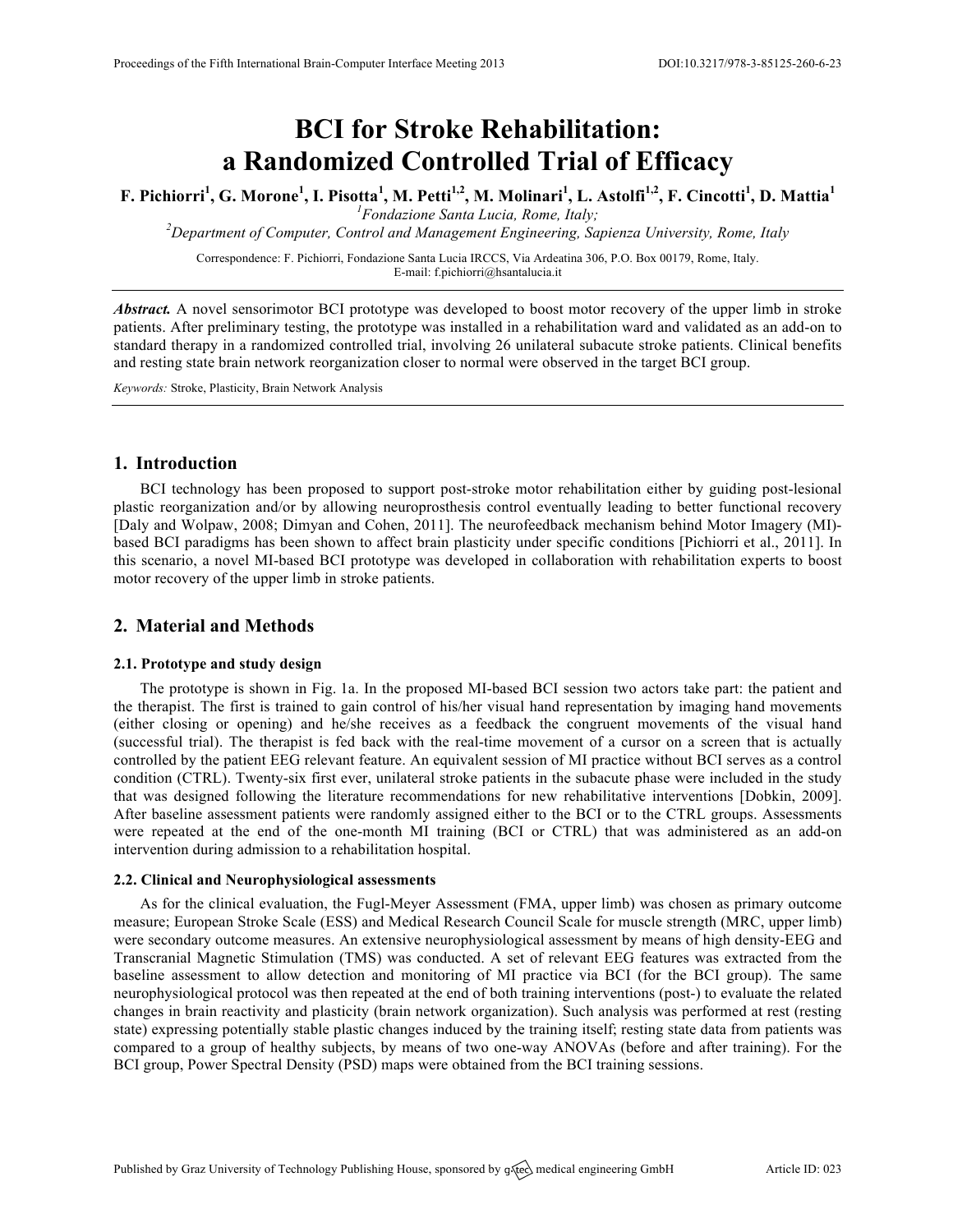# BCI for Stroke Rehabilitation: a Randomized Controlled Trial of Efficacy

**F. Pichiorri[1], G. Morone[1], I. Pisotta[1], M. Petti[1,2], M. Molinari[1], L. Astolfi[1,2], F. Cincotti[1], D. Mattia[1]**

[1]*Fondazione Santa Lucia, Rome, Italy;*

[2]*Department of Computer, Control and Management Engineering, Sapienza University, Rome, Italy*

Correspondence: F. Pichiorri, Fondazione Santa Lucia IRCCS, Via Ardeatina 306, P.O. Box 00179, Rome, Italy. E-mail: f.pichiorri@hsantalucia.it

***Abstract.*** A novel sensorimotor BCI prototype was developed to boost motor recovery of the upper limb in stroke patients. After preliminary testing, the prototype was installed in a rehabilitation ward and validated as an add-on to standard therapy in a randomized controlled trial, involving 26 unilateral subacute stroke patients. Clinical benefits and resting state brain network reorganization closer to normal were observed in the target BCI group.

*Keywords:* Stroke, Plasticity, Brain Network Analysis

## 1. Introduction

BCI technology has been proposed to support post-stroke motor rehabilitation either by guiding post-lesional plastic reorganization and/or by allowing neuroprosthesis control eventually leading to better functional recovery [Daly and Wolpaw, 2008; Dimyan and Cohen, 2011]. The neurofeedback mechanism behind Motor Imagery (MI)-based BCI paradigms has been shown to affect brain plasticity under specific conditions [Pichiorri et al., 2011]. In this scenario, a novel MI-based BCI prototype was developed in collaboration with rehabilitation experts to boost motor recovery of the upper limb in stroke patients.

## 2. Material and Methods

### 2.1. Prototype and study design

The prototype is shown in Fig. 1a. In the proposed MI-based BCI session two actors take part: the patient and the therapist. The first is trained to gain control of his/her visual hand representation by imaging hand movements (either closing or opening) and he/she receives as a feedback the congruent movements of the visual hand (successful trial). The therapist is fed back with the real-time movement of a cursor on a screen that is actually controlled by the patient EEG relevant feature. An equivalent session of MI practice without BCI serves as a control condition (CTRL). Twenty-six first ever, unilateral stroke patients in the subacute phase were included in the study that was designed following the literature recommendations for new rehabilitative interventions [Dobkin, 2009]. After baseline assessment patients were randomly assigned either to the BCI or to the CTRL groups. Assessments were repeated at the end of the one-month MI training (BCI or CTRL) that was administered as an add-on intervention during admission to a rehabilitation hospital.

### 2.2. Clinical and Neurophysiological assessments

As for the clinical evaluation, the Fugl-Meyer Assessment (FMA, upper limb) was chosen as primary outcome measure; European Stroke Scale (ESS) and Medical Research Council Scale for muscle strength (MRC, upper limb) were secondary outcome measures. An extensive neurophysiological assessment by means of high density-EEG and Transcranial Magnetic Stimulation (TMS) was conducted. A set of relevant EEG features was extracted from the baseline assessment to allow detection and monitoring of MI practice via BCI (for the BCI group). The same neurophysiological protocol was then repeated at the end of both training interventions (post-) to evaluate the related changes in brain reactivity and plasticity (brain network organization). Such analysis was performed at rest (resting state) expressing potentially stable plastic changes induced by the training itself; resting state data from patients was compared to a group of healthy subjects, by means of two one-way ANOVAs (before and after training). For the BCI group, Power Spectral Density (PSD) maps were obtained from the BCI training sessions.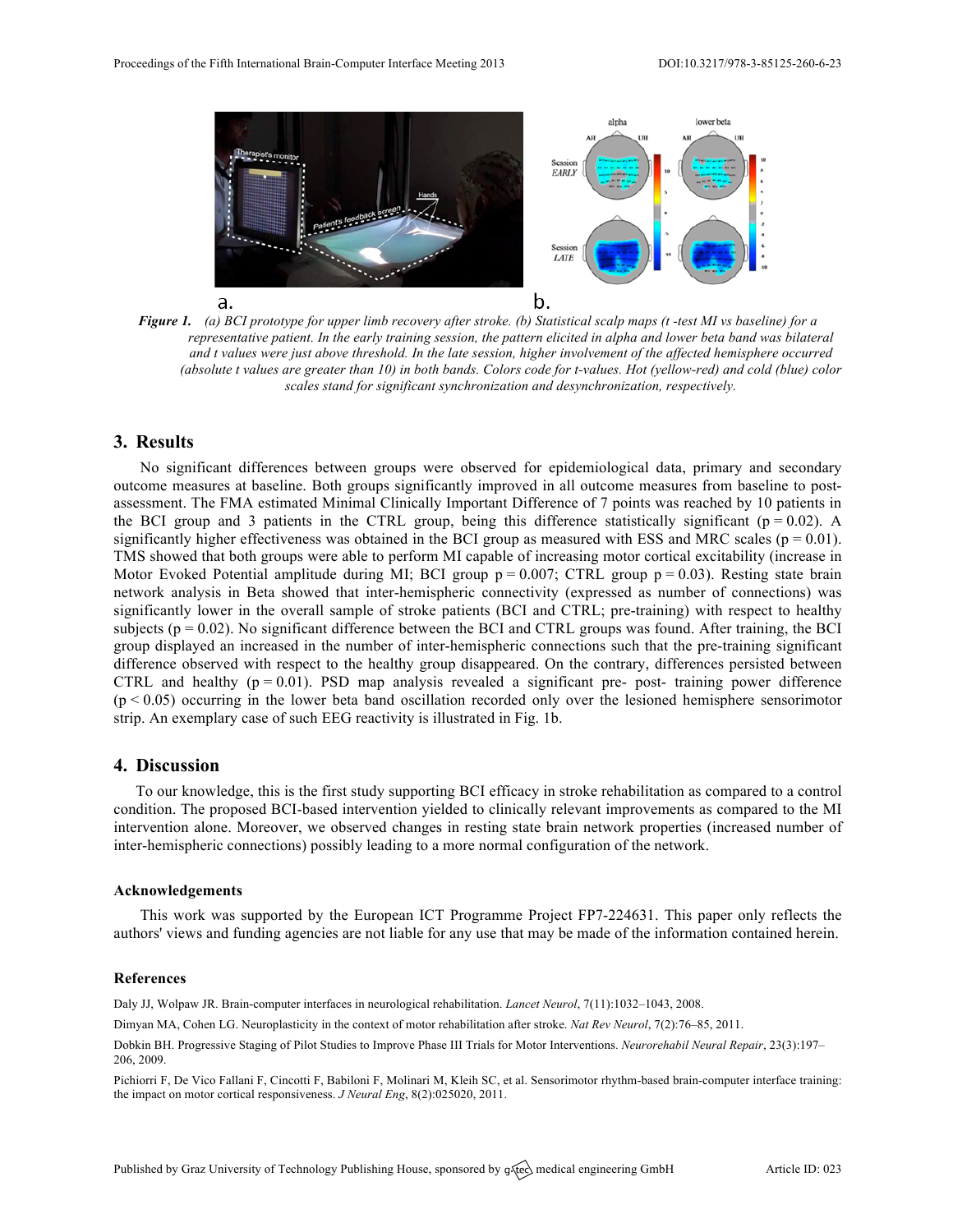*Figure 1.* *(a) BCI prototype for upper limb recovery after stroke. (b) Statistical scalp maps (t -test MI vs baseline) for a representative patient. In the early training session, the pattern elicited in alpha and lower beta band was bilateral and t values were just above threshold. In the late session, higher involvement of the affected hemisphere occurred (absolute t values are greater than 10) in both bands. Colors code for t-values. Hot (yellow-red) and cold (blue) color scales stand for significant synchronization and desynchronization, respectively.*

## 3. Results

No significant differences between groups were observed for epidemiological data, primary and secondary outcome measures at baseline. Both groups significantly improved in all outcome measures from baseline to post-assessment. The FMA estimated Minimal Clinically Important Difference of 7 points was reached by 10 patients in the BCI group and 3 patients in the CTRL group, being this difference statistically significant ($p = 0.02$). A significantly higher effectiveness was obtained in the BCI group as measured with ESS and MRC scales ($p = 0.01$). TMS showed that both groups were able to perform MI capable of increasing motor cortical excitability (increase in Motor Evoked Potential amplitude during MI; BCI group $p = 0.007$; CTRL group $p = 0.03$). Resting state brain network analysis in Beta showed that inter-hemispheric connectivity (expressed as number of connections) was significantly lower in the overall sample of stroke patients (BCI and CTRL; pre-training) with respect to healthy subjects ($p = 0.02$). No significant difference between the BCI and CTRL groups was found. After training, the BCI group displayed an increased in the number of inter-hemispheric connections such that the pre-training significant difference observed with respect to the healthy group disappeared. On the contrary, differences persisted between CTRL and healthy ($p = 0.01$). PSD map analysis revealed a significant pre- post- training power difference ($p < 0.05$) occurring in the lower beta band oscillation recorded only over the lesioned hemisphere sensorimotor strip. An exemplary case of such EEG reactivity is illustrated in Fig. 1b.

## 4. Discussion

To our knowledge, this is the first study supporting BCI efficacy in stroke rehabilitation as compared to a control condition. The proposed BCI-based intervention yielded to clinically relevant improvements as compared to the MI intervention alone. Moreover, we observed changes in resting state brain network properties (increased number of inter-hemispheric connections) possibly leading to a more normal configuration of the network.

#### Acknowledgements

This work was supported by the European ICT Programme Project FP7-224631. This paper only reflects the authors' views and funding agencies are not liable for any use that may be made of the information contained herein.

#### References

Daly JJ, Wolpaw JR. Brain-computer interfaces in neurological rehabilitation. *Lancet Neurol*, 7(11):1032–1043, 2008.

Dimyan MA, Cohen LG. Neuroplasticity in the context of motor rehabilitation after stroke. *Nat Rev Neurol*, 7(2):76–85, 2011.

Dobkin BH. Progressive Staging of Pilot Studies to Improve Phase III Trials for Motor Interventions. *Neurorehabil Neural Repair*, 23(3):197–206, 2009.

Pichiorri F, De Vico Fallani F, Cincotti F, Babiloni F, Molinari M, Kleih SC, et al. Sensorimotor rhythm-based brain-computer interface training: the impact on motor cortical responsiveness. *J Neural Eng*, 8(2):025020, 2011.